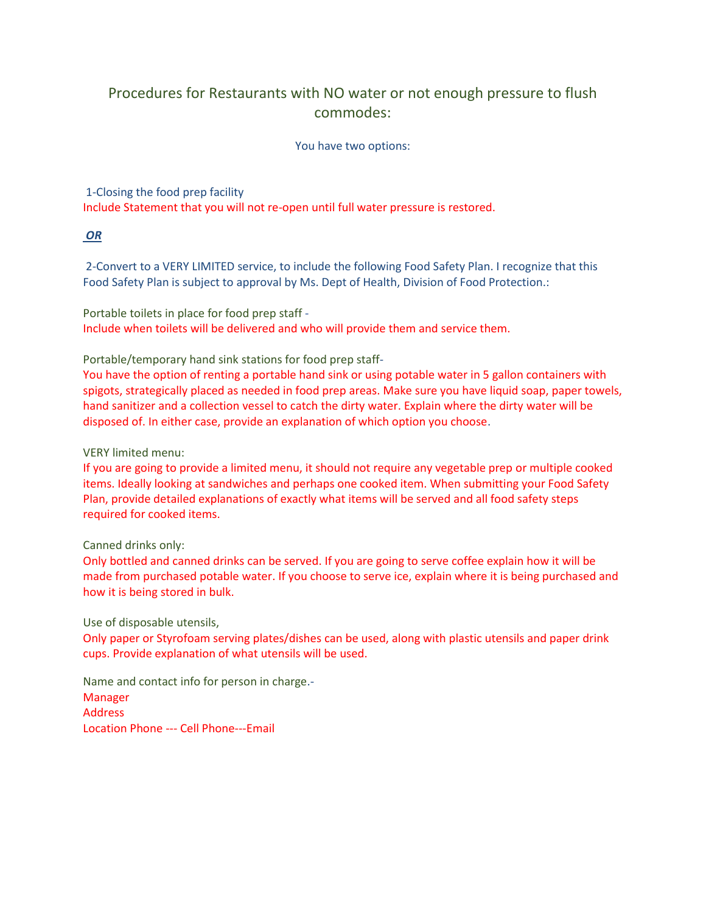# Procedures for Restaurants with NO water or not enough pressure to flush commodes:

You have two options:

1-Closing the food prep facility

Include Statement that you will not re-open until full water pressure is restored.

***OR***

2-Convert to a VERY LIMITED service, to include the following Food Safety Plan. I recognize that this Food Safety Plan is subject to approval by Ms. Dept of Health, Division of Food Protection.:

Portable toilets in place for food prep staff -

Include when toilets will be delivered and who will provide them and service them.

Portable/temporary hand sink stations for food prep staff-

You have the option of renting a portable hand sink or using potable water in 5 gallon containers with spigots, strategically placed as needed in food prep areas. Make sure you have liquid soap, paper towels, hand sanitizer and a collection vessel to catch the dirty water. Explain where the dirty water will be disposed of. In either case, provide an explanation of which option you choose.

VERY limited menu:

If you are going to provide a limited menu, it should not require any vegetable prep or multiple cooked items. Ideally looking at sandwiches and perhaps one cooked item. When submitting your Food Safety Plan, provide detailed explanations of exactly what items will be served and all food safety steps required for cooked items.

Canned drinks only:

Only bottled and canned drinks can be served. If you are going to serve coffee explain how it will be made from purchased potable water. If you choose to serve ice, explain where it is being purchased and how it is being stored in bulk.

Use of disposable utensils,

Only paper or Styrofoam serving plates/dishes can be used, along with plastic utensils and paper drink cups. Provide explanation of what utensils will be used.

Name and contact info for person in charge.-

Manager

Address

Location Phone --- Cell Phone---Email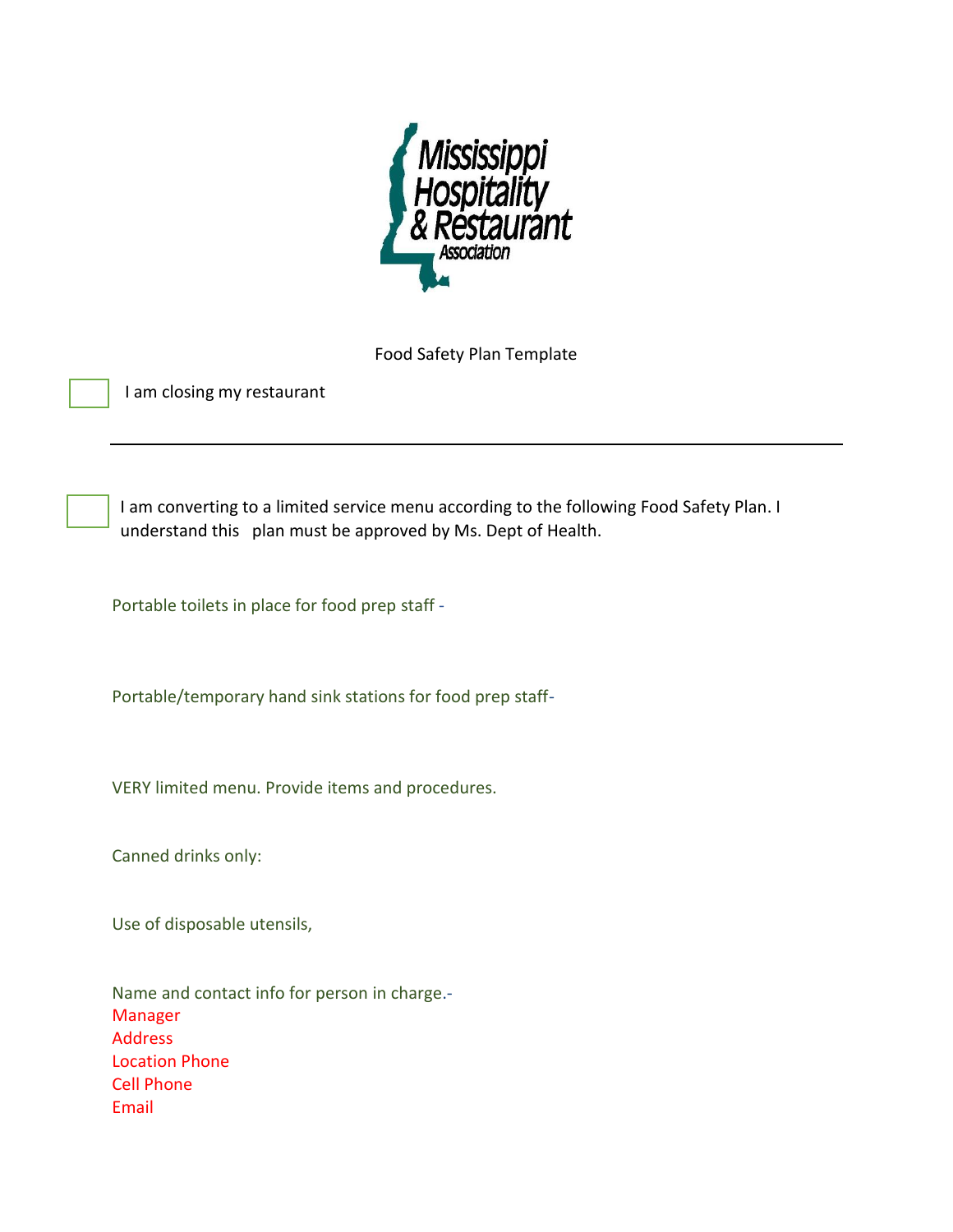Food Safety Plan Template

☐ I am closing my restaurant

---

☐ I am converting to a limited service menu according to the following Food Safety Plan. I understand this plan must be approved by Ms. Dept of Health.

Portable toilets in place for food prep staff -

Portable/temporary hand sink stations for food prep staff-

VERY limited menu. Provide items and procedures.

Canned drinks only:

Use of disposable utensils,

Name and contact info for person in charge.-
Manager
Address
Location Phone
Cell Phone
Email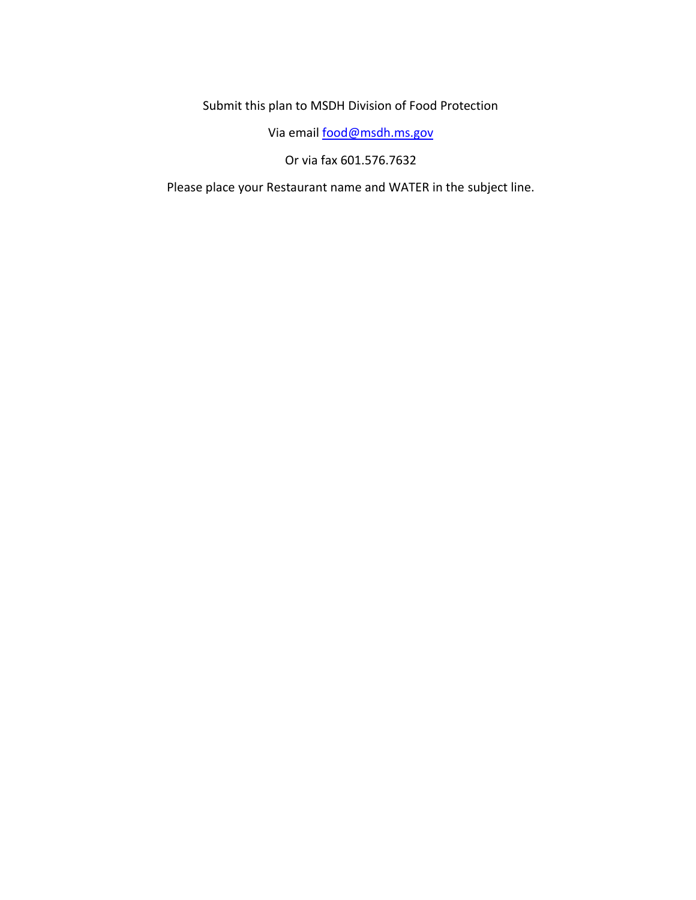Submit this plan to MSDH Division of Food Protection

Via email food@msdh.ms.gov

Or via fax 601.576.7632

Please place your Restaurant name and WATER in the subject line.